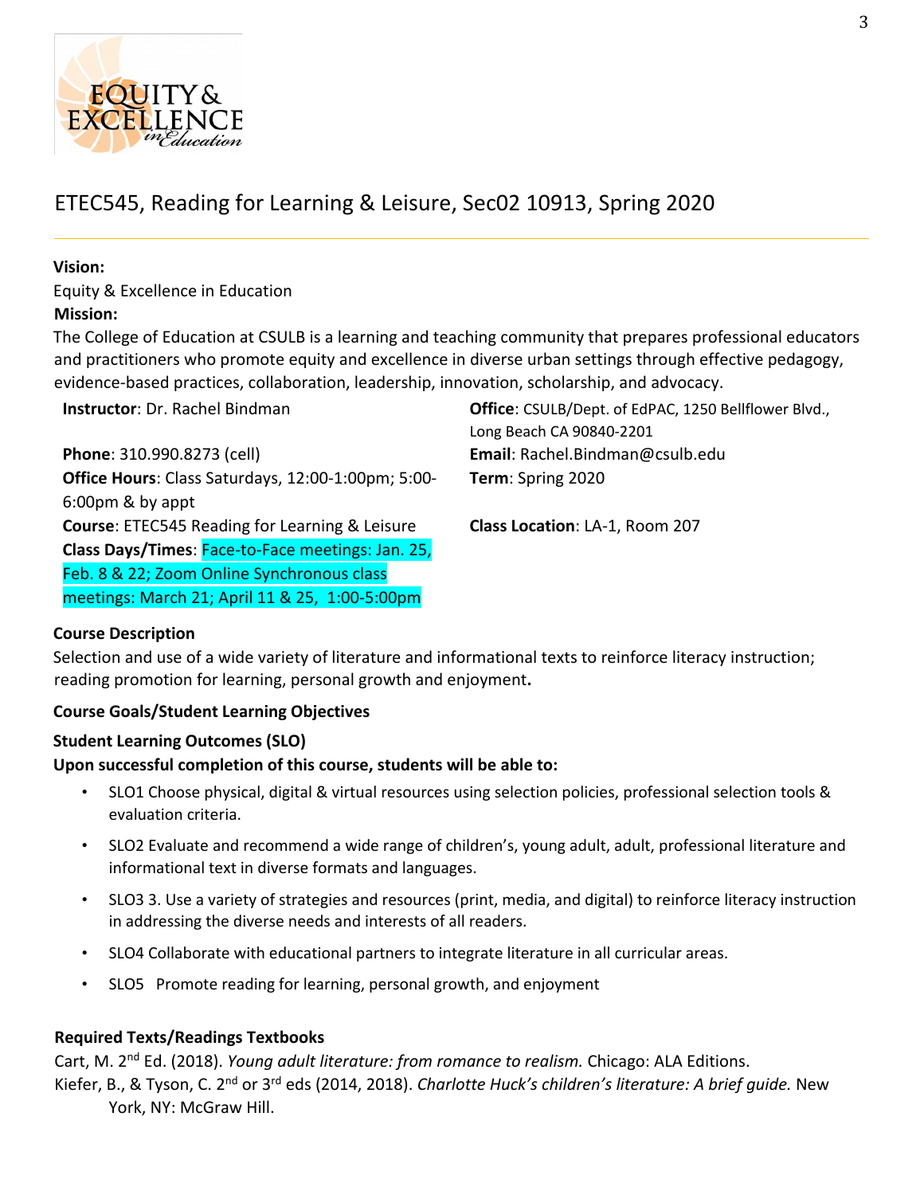# ETEC545, Reading for Learning & Leisure, Sec02 10913, Spring 2020

**Vision:**

Equity & Excellence in Education

**Mission:**

The College of Education at CSULB is a learning and teaching community that prepares professional educators and practitioners who promote equity and excellence in diverse urban settings through effective pedagogy, evidence-based practices, collaboration, leadership, innovation, scholarship, and advocacy.

**Instructor**: Dr. Rachel Bindman

**Office**: CSULB/Dept. of EdPAC, 1250 Bellflower Blvd., Long Beach CA 90840-2201

**Phone**: 310.990.8273 (cell)

**Email**: Rachel.Bindman@csulb.edu

**Office Hours**: Class Saturdays, 12:00-1:00pm; 5:00-6:00pm & by appt

**Term**: Spring 2020

**Course**: ETEC545 Reading for Learning & Leisure

**Class Location**: LA-1, Room 207

**Class Days/Times**: Face-to-Face meetings: Jan. 25, Feb. 8 & 22; Zoom Online Synchronous class meetings: March 21; April 11 & 25, 1:00-5:00pm

### Course Description

Selection and use of a wide variety of literature and informational texts to reinforce literacy instruction; reading promotion for learning, personal growth and enjoyment**.**

### Course Goals/Student Learning Objectives

### Student Learning Outcomes (SLO)

**Upon successful completion of this course, students will be able to:**

- SLO1 Choose physical, digital & virtual resources using selection policies, professional selection tools & evaluation criteria.
- SLO2 Evaluate and recommend a wide range of children's, young adult, adult, professional literature and informational text in diverse formats and languages.
- SLO3 3. Use a variety of strategies and resources (print, media, and digital) to reinforce literacy instruction in addressing the diverse needs and interests of all readers.
- SLO4 Collaborate with educational partners to integrate literature in all curricular areas.
- SLO5 Promote reading for learning, personal growth, and enjoyment

### Required Texts/Readings Textbooks

Cart, M. 2nd Ed. (2018). *Young adult literature: from romance to realism.* Chicago: ALA Editions.

Kiefer, B., & Tyson, C. 2nd or 3rd eds (2014, 2018). *Charlotte Huck's children's literature: A brief guide.* New York, NY: McGraw Hill.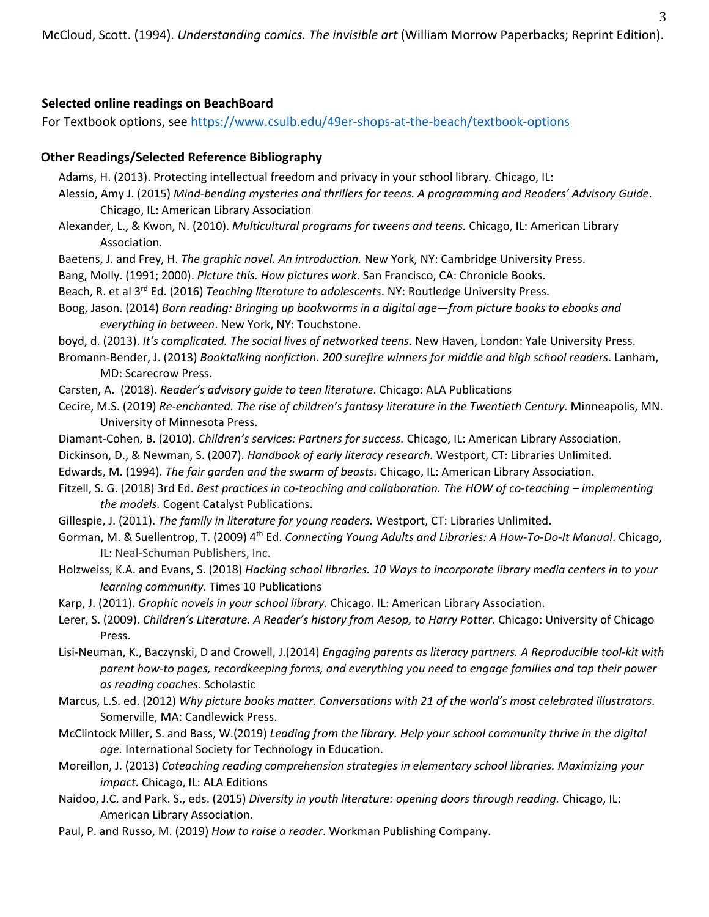McCloud, Scott. (1994). *Understanding comics. The invisible art* (William Morrow Paperbacks; Reprint Edition).

**Selected online readings on BeachBoard**

For Textbook options, see https://www.csulb.edu/49er-shops-at-the-beach/textbook-options

**Other Readings/Selected Reference Bibliography**

Adams, H. (2013). Protecting intellectual freedom and privacy in your school library*.* Chicago, IL:

Alessio, Amy J. (2015) *Mind-bending mysteries and thrillers for teens. A programming and Readers' Advisory Guide*. Chicago, IL: American Library Association

Alexander, L., & Kwon, N. (2010). *Multicultural programs for tweens and teens.* Chicago, IL: American Library Association.

Baetens, J. and Frey, H. *The graphic novel. An introduction.* New York, NY: Cambridge University Press.

Bang, Molly. (1991; 2000). *Picture this. How pictures work*. San Francisco, CA: Chronicle Books.

Beach, R. et al 3rd Ed. (2016) *Teaching literature to adolescents*. NY: Routledge University Press.

Boog, Jason. (2014) *Born reading: Bringing up bookworms in a digital age—from picture books to ebooks and everything in between*. New York, NY: Touchstone.

boyd, d. (2013). *It's complicated. The social lives of networked teens*. New Haven, London: Yale University Press.

Bromann-Bender, J. (2013) *Booktalking nonfiction. 200 surefire winners for middle and high school readers*. Lanham, MD: Scarecrow Press.

Carsten, A. (2018). *Reader's advisory guide to teen literature*. Chicago: ALA Publications

Cecire, M.S. (2019) *Re-enchanted. The rise of children's fantasy literature in the Twentieth Century.* Minneapolis, MN. University of Minnesota Press.

Diamant-Cohen, B. (2010). *Children's services: Partners for success.* Chicago, IL: American Library Association.

Dickinson, D., & Newman, S. (2007). *Handbook of early literacy research.* Westport, CT: Libraries Unlimited.

Edwards, M. (1994). *The fair garden and the swarm of beasts.* Chicago, IL: American Library Association.

Fitzell, S. G. (2018) 3rd Ed. *Best practices in co-teaching and collaboration. The HOW of co-teaching – implementing the models.* Cogent Catalyst Publications.

Gillespie, J. (2011). *The family in literature for young readers.* Westport, CT: Libraries Unlimited.

Gorman, M. & Suellentrop, T. (2009) 4th Ed. *Connecting Young Adults and Libraries: A How-To-Do-It Manual*. Chicago, IL: Neal-Schuman Publishers, Inc.

Holzweiss, K.A. and Evans, S. (2018) *Hacking school libraries. 10 Ways to incorporate library media centers in to your learning community*. Times 10 Publications

Karp, J. (2011). *Graphic novels in your school library.* Chicago. IL: American Library Association.

Lerer, S. (2009). *Children's Literature. A Reader's history from Aesop, to Harry Potter*. Chicago: University of Chicago Press.

Lisi-Neuman, K., Baczynski, D and Crowell, J.(2014) *Engaging parents as literacy partners. A Reproducible tool-kit with parent how-to pages, recordkeeping forms, and everything you need to engage families and tap their power as reading coaches.* Scholastic

Marcus, L.S. ed. (2012) *Why picture books matter. Conversations with 21 of the world's most celebrated illustrators*. Somerville, MA: Candlewick Press.

McClintock Miller, S. and Bass, W.(2019) *Leading from the library. Help your school community thrive in the digital age.* International Society for Technology in Education.

Moreillon, J. (2013) *Coteaching reading comprehension strategies in elementary school libraries. Maximizing your impact.* Chicago, IL: ALA Editions

Naidoo, J.C. and Park. S., eds. (2015) *Diversity in youth literature: opening doors through reading.* Chicago, IL: American Library Association.

Paul, P. and Russo, M. (2019) *How to raise a reader*. Workman Publishing Company.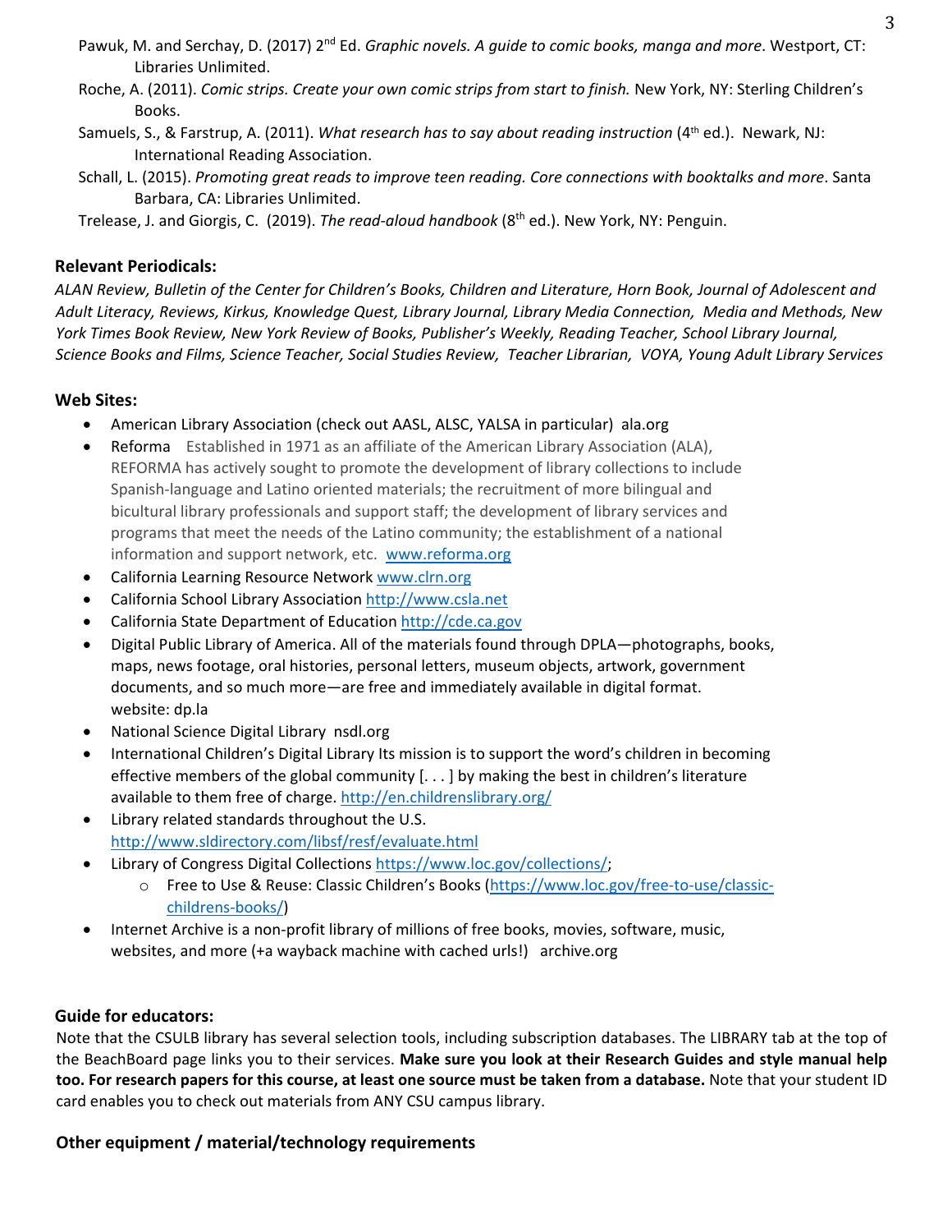Pawuk, M. and Serchay, D. (2017) 2nd Ed. *Graphic novels. A guide to comic books, manga and more*. Westport, CT: Libraries Unlimited.

Roche, A. (2011). *Comic strips. Create your own comic strips from start to finish.* New York, NY: Sterling Children's Books.

Samuels, S., & Farstrup, A. (2011). *What research has to say about reading instruction* (4th ed.). Newark, NJ: International Reading Association.

Schall, L. (2015). *Promoting great reads to improve teen reading. Core connections with booktalks and more*. Santa Barbara, CA: Libraries Unlimited.

Trelease, J. and Giorgis, C. (2019). *The read-aloud handbook* (8th ed.). New York, NY: Penguin.

### Relevant Periodicals:

*ALAN Review, Bulletin of the Center for Children's Books, Children and Literature, Horn Book, Journal of Adolescent and Adult Literacy, Reviews, Kirkus, Knowledge Quest, Library Journal, Library Media Connection, Media and Methods, New York Times Book Review, New York Review of Books, Publisher's Weekly, Reading Teacher, School Library Journal, Science Books and Films, Science Teacher, Social Studies Review, Teacher Librarian, VOYA, Young Adult Library Services*

### Web Sites:

- American Library Association (check out AASL, ALSC, YALSA in particular) ala.org
- Reforma Established in 1971 as an affiliate of the American Library Association (ALA), REFORMA has actively sought to promote the development of library collections to include Spanish-language and Latino oriented materials; the recruitment of more bilingual and bicultural library professionals and support staff; the development of library services and programs that meet the needs of the Latino community; the establishment of a national information and support network, etc. www.reforma.org
- California Learning Resource Network www.clrn.org
- California School Library Association http://www.csla.net
- California State Department of Education http://cde.ca.gov
- Digital Public Library of America. All of the materials found through DPLA—photographs, books, maps, news footage, oral histories, personal letters, museum objects, artwork, government documents, and so much more—are free and immediately available in digital format. website: dp.la
- National Science Digital Library nsdl.org
- International Children's Digital Library Its mission is to support the word's children in becoming effective members of the global community [. . . ] by making the best in children's literature available to them free of charge. http://en.childrenslibrary.org/
- Library related standards throughout the U.S. http://www.sldirectory.com/libsf/resf/evaluate.html
- Library of Congress Digital Collections https://www.loc.gov/collections/;
  - Free to Use & Reuse: Classic Children's Books (https://www.loc.gov/free-to-use/classic-childrens-books/)
- Internet Archive is a non-profit library of millions of free books, movies, software, music, websites, and more (+a wayback machine with cached urls!) archive.org

### Guide for educators:

Note that the CSULB library has several selection tools, including subscription databases. The LIBRARY tab at the top of the BeachBoard page links you to their services. **Make sure you look at their Research Guides and style manual help too. For research papers for this course, at least one source must be taken from a database.** Note that your student ID card enables you to check out materials from ANY CSU campus library.

### Other equipment / material/technology requirements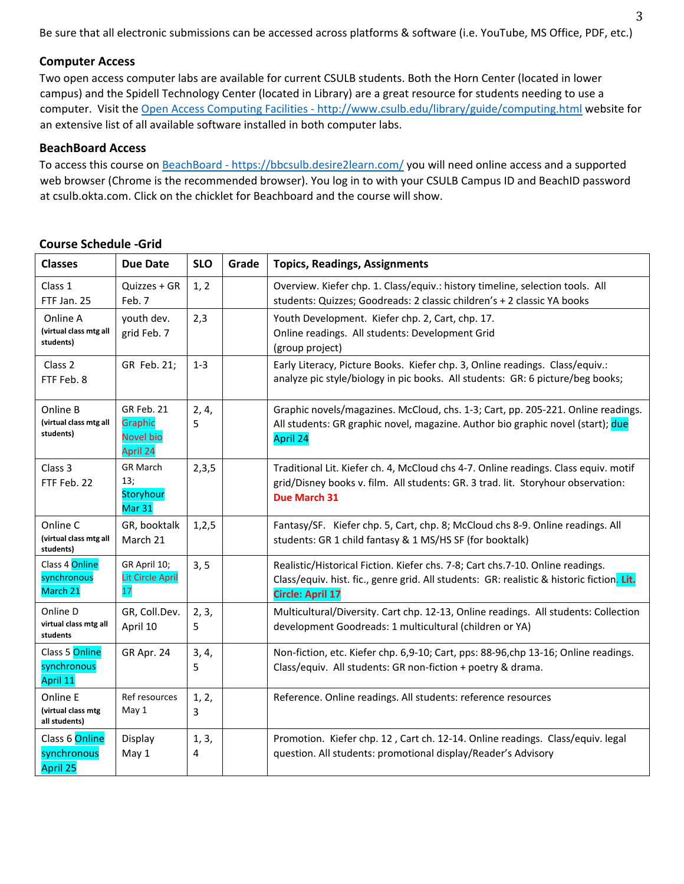Be sure that all electronic submissions can be accessed across platforms & software (i.e. YouTube, MS Office, PDF, etc.)

### Computer Access

Two open access computer labs are available for current CSULB students. Both the Horn Center (located in lower campus) and the Spidell Technology Center (located in Library) are a great resource for students needing to use a computer. Visit the [Open Access Computing Facilities - http://www.csulb.edu/library/guide/computing.html](http://www.csulb.edu/library/guide/computing.html) website for an extensive list of all available software installed in both computer labs.

### BeachBoard Access

To access this course on [BeachBoard - https://bbcsulb.desire2learn.com/](https://bbcsulb.desire2learn.com/) you will need online access and a supported web browser (Chrome is the recommended browser). You log in to with your CSULB Campus ID and BeachID password at csulb.okta.com. Click on the chicklet for Beachboard and the course will show.

### Course Schedule -Grid

| Classes | Due Date | SLO | Grade | Topics, Readings, Assignments |
|---|---|---|---|---|
| Class 1 FTF Jan. 25 | Quizzes + GR Feb. 7 | 1, 2 | | Overview. Kiefer chp. 1. Class/equiv.: history timeline, selection tools. All students: Quizzes; Goodreads: 2 classic children's + 2 classic YA books |
| Online A (virtual class mtg all students) | youth dev. grid Feb. 7 | 2,3 | | Youth Development. Kiefer chp. 2, Cart, chp. 17. Online readings. All students: Development Grid (group project) |
| Class 2 FTF Feb. 8 | GR Feb. 21; | 1-3 | | Early Literacy, Picture Books. Kiefer chp. 3, Online readings. Class/equiv.: analyze pic style/biology in pic books. All students: GR: 6 picture/beg books; |
| Online B (virtual class mtg all students) | GR Feb. 21 Graphic Novel bio April 24 | 2, 4, 5 | | Graphic novels/magazines. McCloud, chs. 1-3; Cart, pp. 205-221. Online readings. All students: GR graphic novel, magazine. Author bio graphic novel (start); due April 24 |
| Class 3 FTF Feb. 22 | GR March 13; Storyhour Mar 31 | 2,3,5 | | Traditional Lit. Kiefer ch. 4, McCloud chs 4-7. Online readings. Class equiv. motif grid/Disney books v. film. All students: GR. 3 trad. lit. Storyhour observation: **Due March 31** |
| Online C (virtual class mtg all students) | GR, booktalk March 21 | 1,2,5 | | Fantasy/SF. Kiefer chp. 5, Cart, chp. 8; McCloud chs 8-9. Online readings. All students: GR 1 child fantasy & 1 MS/HS SF (for booktalk) |
| Class 4 Online synchronous March 21 | GR April 10; Lit Circle April 17 | 3, 5 | | Realistic/Historical Fiction. Kiefer chs. 7-8; Cart chs.7-10. Online readings. Class/equiv. hist. fic., genre grid. All students: GR: realistic & historic fiction**. Lit. Circle: April 17** |
| Online D virtual class mtg all students | GR, Coll.Dev. April 10 | 2, 3, 5 | | Multicultural/Diversity. Cart chp. 12-13, Online readings. All students: Collection development Goodreads: 1 multicultural (children or YA) |
| Class 5 Online synchronous April 11 | GR Apr. 24 | 3, 4, 5 | | Non-fiction, etc. Kiefer chp. 6,9-10; Cart, pps: 88-96,chp 13-16; Online readings. Class/equiv. All students: GR non-fiction + poetry & drama. |
| Online E (virtual class mtg all students) | Ref resources May 1 | 1, 2, 3 | | Reference. Online readings. All students: reference resources |
| Class 6 Online synchronous April 25 | Display May 1 | 1, 3, 4 | | Promotion. Kiefer chp. 12 , Cart ch. 12-14. Online readings. Class/equiv. legal question. All students: promotional display/Reader's Advisory |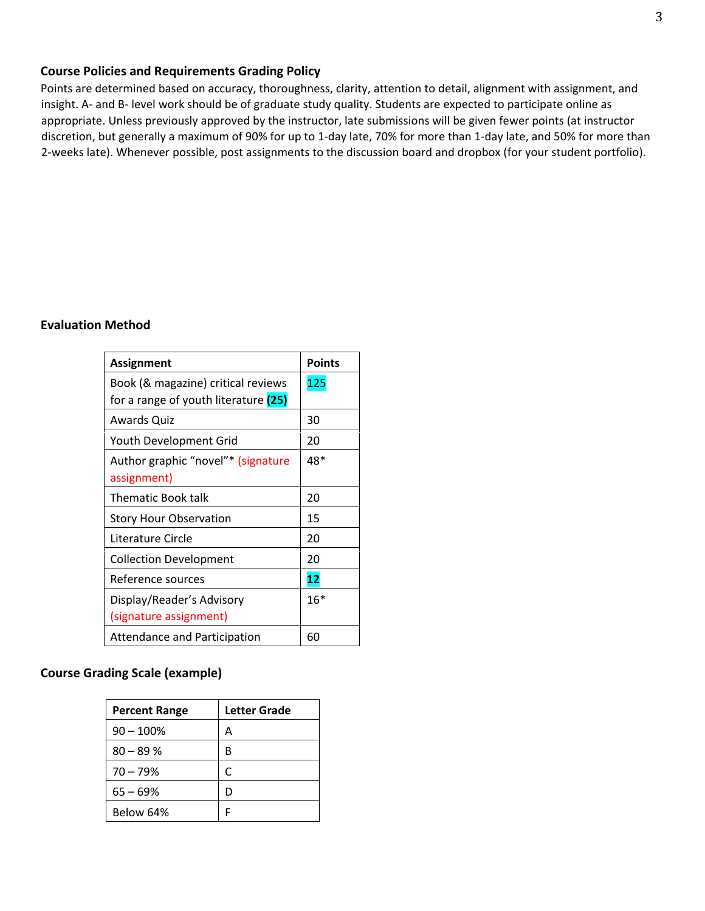### Course Policies and Requirements Grading Policy

Points are determined based on accuracy, thoroughness, clarity, attention to detail, alignment with assignment, and insight. A- and B- level work should be of graduate study quality. Students are expected to participate online as appropriate. Unless previously approved by the instructor, late submissions will be given fewer points (at instructor discretion, but generally a maximum of 90% for up to 1-day late, 70% for more than 1-day late, and 50% for more than 2-weeks late). Whenever possible, post assignments to the discussion board and dropbox (for your student portfolio).

### Evaluation Method

| Assignment | Points |
|---|---|
| Book (& magazine) critical reviews for a range of youth literature **(25)** | 125 |
| Awards Quiz | 30 |
| Youth Development Grid | 20 |
| Author graphic "novel"* (signature assignment) | 48* |
| Thematic Book talk | 20 |
| Story Hour Observation | 15 |
| Literature Circle | 20 |
| Collection Development | 20 |
| Reference sources | **12** |
| Display/Reader's Advisory (signature assignment) | 16* |
| Attendance and Participation | 60 |

### Course Grading Scale (example)

| Percent Range | Letter Grade |
|---|---|
| 90 – 100% | A |
| 80 – 89 % | B |
| 70 – 79% | C |
| 65 – 69% | D |
| Below 64% | F |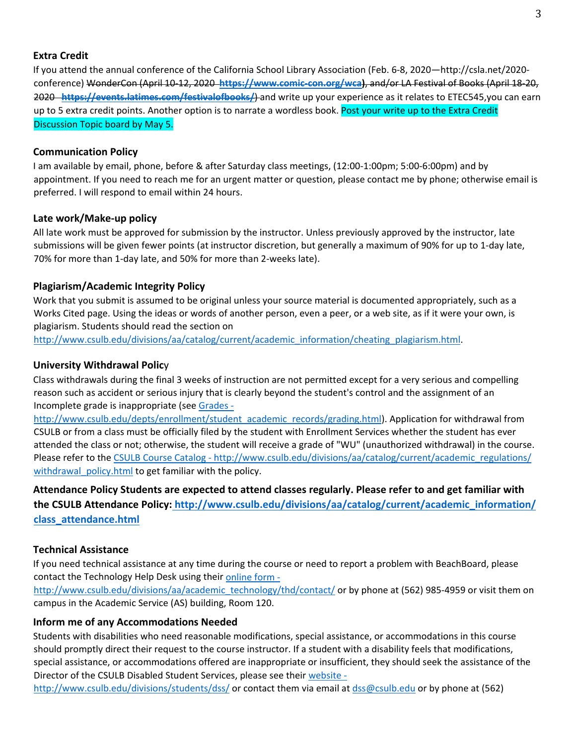### Extra Credit

If you attend the annual conference of the California School Library Association (Feb. 6-8, 2020—http://csla.net/2020-conference) ~~WonderCon (April 10-12, 2020 **https://www.comic-con.org/wca**)~~, ~~and/or LA Festival of Books (April 18-20, 2020 **https://events.latimes.com/festivalofbooks/**)~~ and write up your experience as it relates to ETEC545,you can earn up to 5 extra credit points. Another option is to narrate a wordless book. Post your write up to the Extra Credit Discussion Topic board by May 5.

### Communication Policy

I am available by email, phone, before & after Saturday class meetings, (12:00-1:00pm; 5:00-6:00pm) and by appointment. If you need to reach me for an urgent matter or question, please contact me by phone; otherwise email is preferred. I will respond to email within 24 hours.

### Late work/Make-up policy

All late work must be approved for submission by the instructor. Unless previously approved by the instructor, late submissions will be given fewer points (at instructor discretion, but generally a maximum of 90% for up to 1-day late, 70% for more than 1-day late, and 50% for more than 2-weeks late).

### Plagiarism/Academic Integrity Policy

Work that you submit is assumed to be original unless your source material is documented appropriately, such as a Works Cited page. Using the ideas or words of another person, even a peer, or a web site, as if it were your own, is plagiarism. Students should read the section on http://www.csulb.edu/divisions/aa/catalog/current/academic_information/cheating_plagiarism.html.

### University Withdrawal Policy

Class withdrawals during the final 3 weeks of instruction are not permitted except for a very serious and compelling reason such as accident or serious injury that is clearly beyond the student's control and the assignment of an Incomplete grade is inappropriate (see Grades - http://www.csulb.edu/depts/enrollment/student_academic_records/grading.html). Application for withdrawal from CSULB or from a class must be officially filed by the student with Enrollment Services whether the student has ever attended the class or not; otherwise, the student will receive a grade of "WU" (unauthorized withdrawal) in the course. Please refer to the CSULB Course Catalog - http://www.csulb.edu/divisions/aa/catalog/current/academic_regulations/withdrawal_policy.html to get familiar with the policy.

**Attendance Policy Students are expected to attend classes regularly. Please refer to and get familiar with the CSULB Attendance Policy: http://www.csulb.edu/divisions/aa/catalog/current/academic_information/class_attendance.html**

### Technical Assistance

If you need technical assistance at any time during the course or need to report a problem with BeachBoard, please contact the Technology Help Desk using their online form - http://www.csulb.edu/divisions/aa/academic_technology/thd/contact/ or by phone at (562) 985-4959 or visit them on campus in the Academic Service (AS) building, Room 120.

### Inform me of any Accommodations Needed

Students with disabilities who need reasonable modifications, special assistance, or accommodations in this course should promptly direct their request to the course instructor. If a student with a disability feels that modifications, special assistance, or accommodations offered are inappropriate or insufficient, they should seek the assistance of the Director of the CSULB Disabled Student Services, please see their website - http://www.csulb.edu/divisions/students/dss/ or contact them via email at dss@csulb.edu or by phone at (562)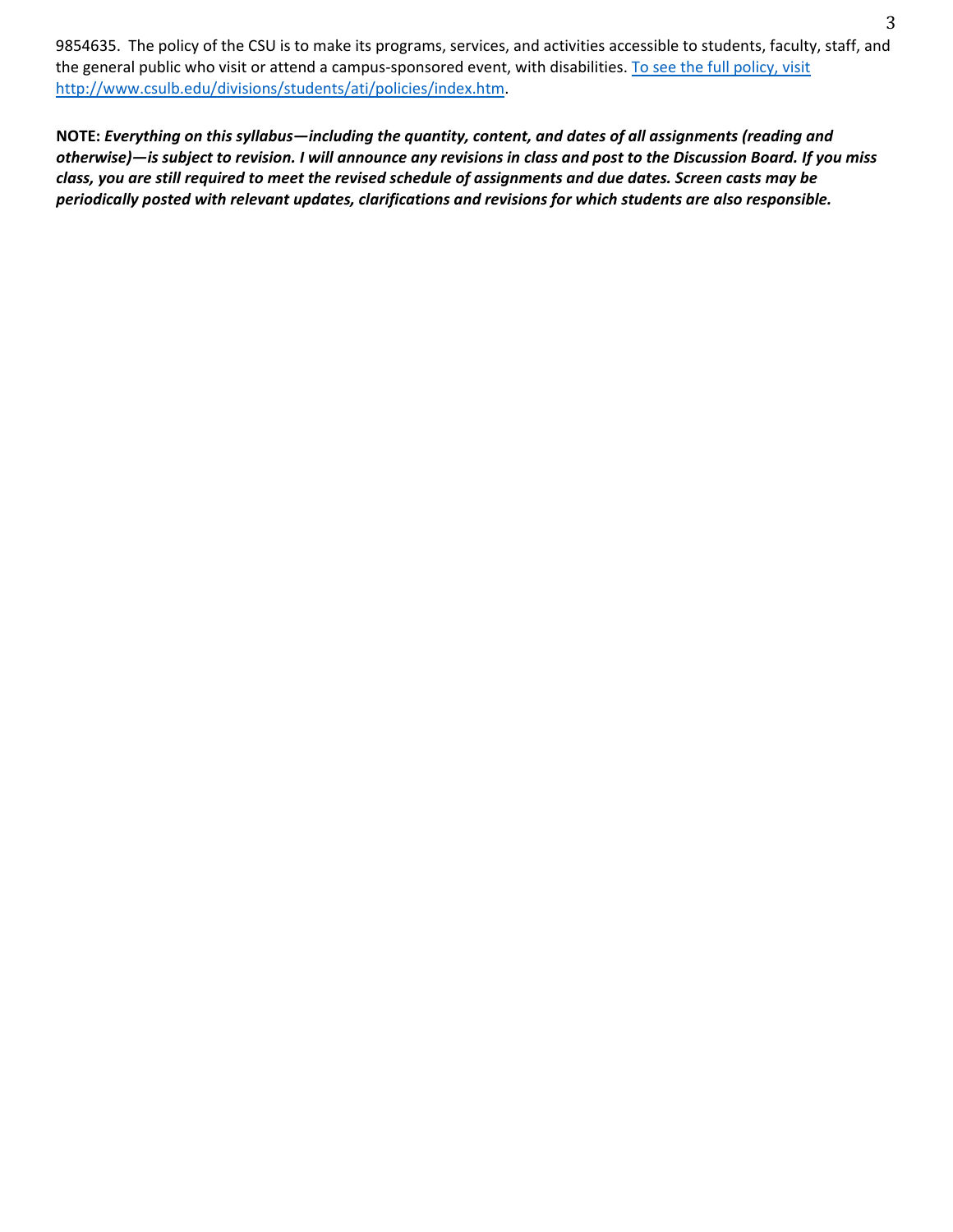9854635. The policy of the CSU is to make its programs, services, and activities accessible to students, faculty, staff, and the general public who visit or attend a campus-sponsored event, with disabilities. [To see the full policy, visit http://www.csulb.edu/divisions/students/ati/policies/index.htm](http://www.csulb.edu/divisions/students/ati/policies/index.htm).

**NOTE:** ***Everything on this syllabus—including the quantity, content, and dates of all assignments (reading and otherwise)—is subject to revision. I will announce any revisions in class and post to the Discussion Board. If you miss class, you are still required to meet the revised schedule of assignments and due dates. Screen casts may be periodically posted with relevant updates, clarifications and revisions for which students are also responsible.***